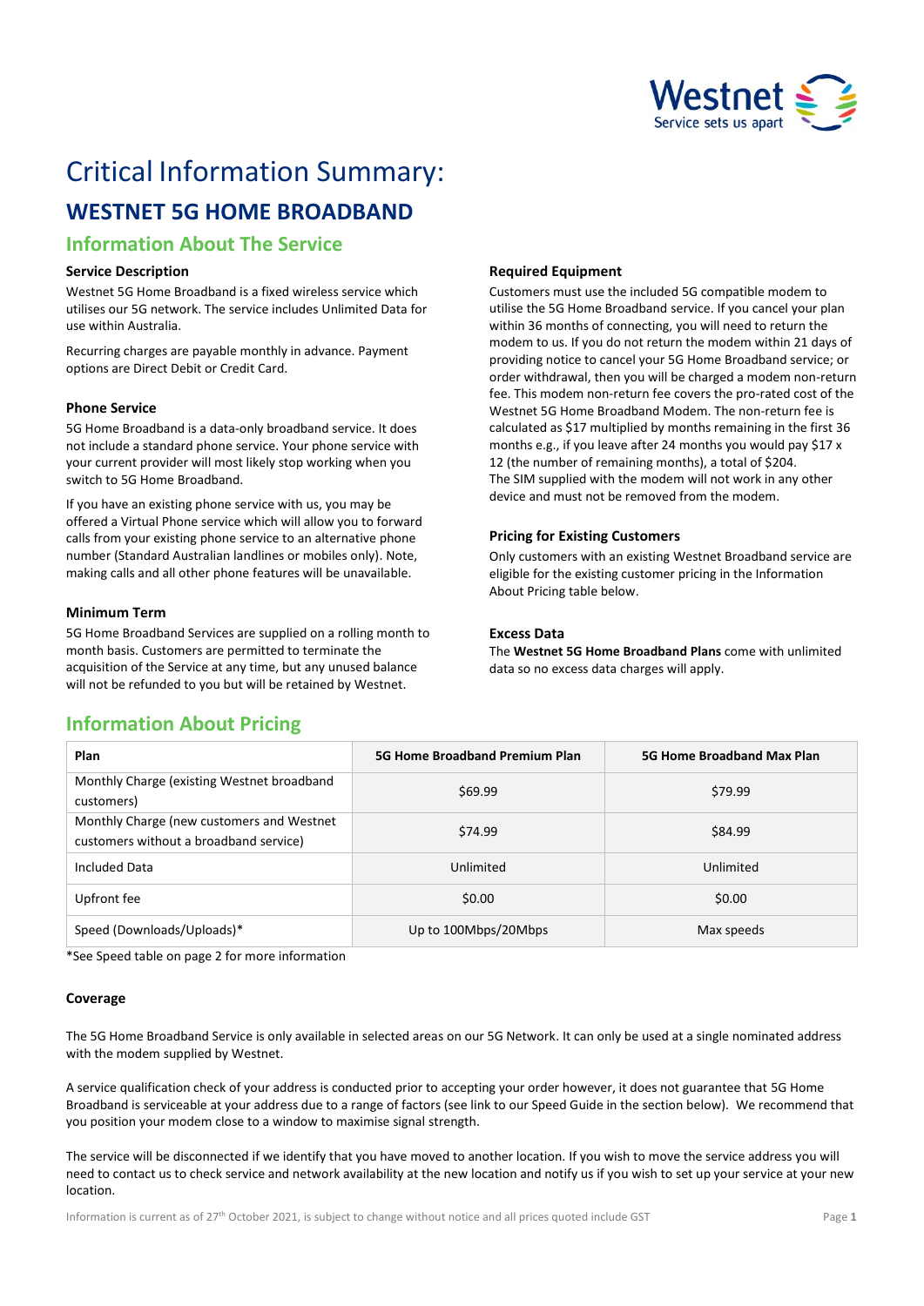# Critical Information Summary:

## WESTNET 5G HOME BROADBAND

### Information About The Service

**Service Description**

Westnet 5G Home Broadband is a fixed wireless service which utilises our 5G network. The service includes Unlimited Data for use within Australia.

Recurring charges are payable monthly in advance. Payment options are Direct Debit or Credit Card.

**Phone Service**

5G Home Broadband is a data-only broadband service. It does not include a standard phone service. Your phone service with your current provider will most likely stop working when you switch to 5G Home Broadband.

If you have an existing phone service with us, you may be offered a Virtual Phone service which will allow you to forward calls from your existing phone service to an alternative phone number (Standard Australian landlines or mobiles only). Note, making calls and all other phone features will be unavailable.

**Minimum Term**

5G Home Broadband Services are supplied on a rolling month to month basis. Customers are permitted to terminate the acquisition of the Service at any time, but any unused balance will not be refunded to you but will be retained by Westnet.

**Required Equipment**

Customers must use the included 5G compatible modem to utilise the 5G Home Broadband service. If you cancel your plan within 36 months of connecting, you will need to return the modem to us. If you do not return the modem within 21 days of providing notice to cancel your 5G Home Broadband service; or order withdrawal, then you will be charged a modem non-return fee. This modem non-return fee covers the pro-rated cost of the Westnet 5G Home Broadband Modem. The non-return fee is calculated as $17 multiplied by months remaining in the first 36 months e.g., if you leave after 24 months you would pay $17 x 12 (the number of remaining months), a total of $204.
The SIM supplied with the modem will not work in any other device and must not be removed from the modem.

**Pricing for Existing Customers**

Only customers with an existing Westnet Broadband service are eligible for the existing customer pricing in the Information About Pricing table below.

**Excess Data**

The **Westnet 5G Home Broadband Plans** come with unlimited data so no excess data charges will apply.

### Information About Pricing

| Plan | 5G Home Broadband Premium Plan | 5G Home Broadband Max Plan |
|---|---|---|
| Monthly Charge (existing Westnet broadband customers) | $69.99 | $79.99 |
| Monthly Charge (new customers and Westnet customers without a broadband service) | $74.99 | $84.99 |
| Included Data | Unlimited | Unlimited |
| Upfront fee | $0.00 | $0.00 |
| Speed (Downloads/Uploads)* | Up to 100Mbps/20Mbps | Max speeds |

*See Speed table on page 2 for more information

**Coverage**

The 5G Home Broadband Service is only available in selected areas on our 5G Network. It can only be used at a single nominated address with the modem supplied by Westnet.

A service qualification check of your address is conducted prior to accepting your order however, it does not guarantee that 5G Home Broadband is serviceable at your address due to a range of factors (see link to our Speed Guide in the section below). We recommend that you position your modem close to a window to maximise signal strength.

The service will be disconnected if we identify that you have moved to another location. If you wish to move the service address you will need to contact us to check service and network availability at the new location and notify us if you wish to set up your service at your new location.

Information is current as of 27th October 2021, is subject to change without notice and all prices quoted include GST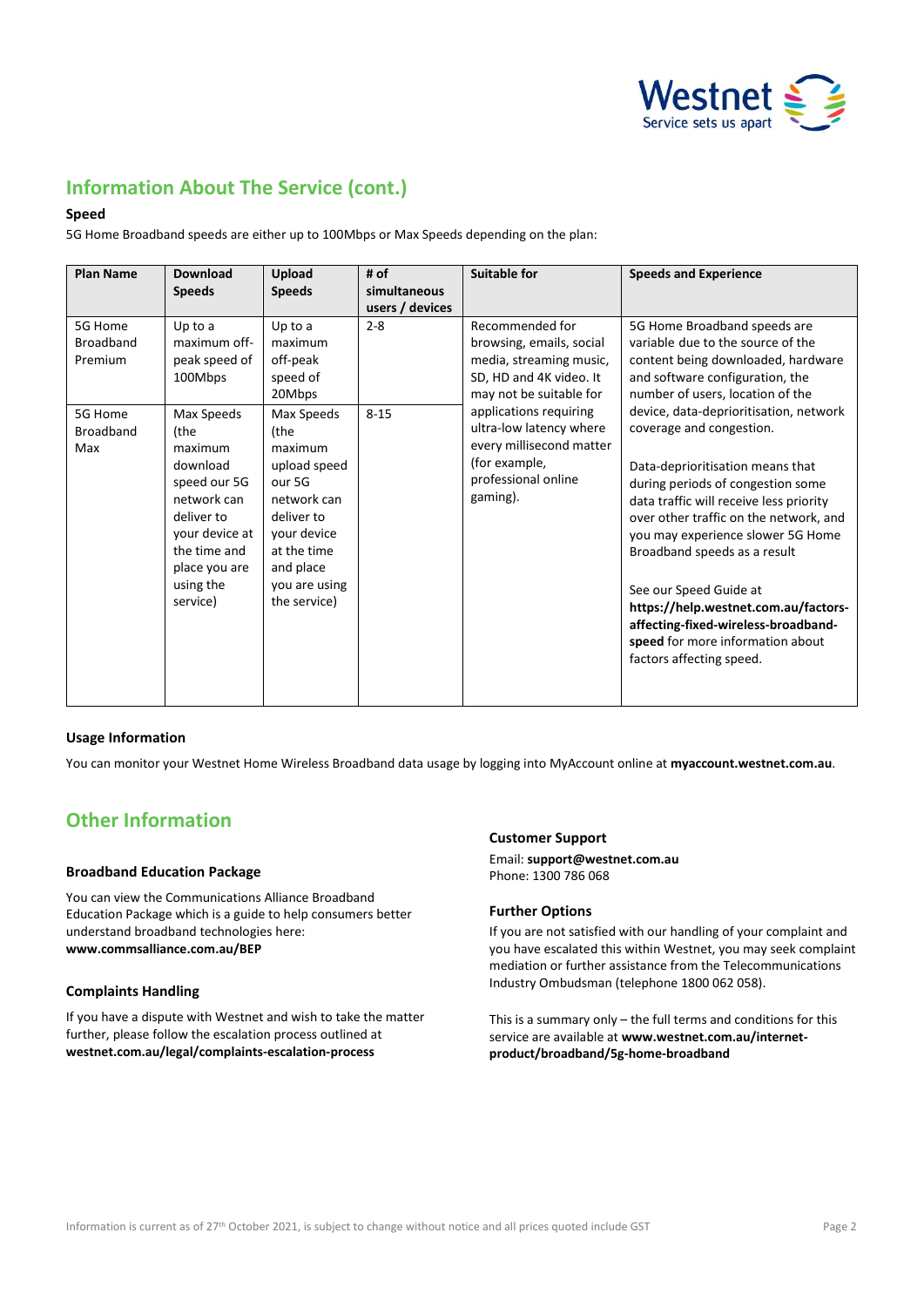## Information About The Service (cont.)

### Speed

5G Home Broadband speeds are either up to 100Mbps or Max Speeds depending on the plan:

| Plan Name | Download Speeds | Upload Speeds | # of simultaneous users / devices | Suitable for | Speeds and Experience |
|---|---|---|---|---|---|
| 5G Home Broadband Premium | Up to a maximum off-peak speed of 100Mbps | Up to a maximum off-peak speed of 20Mbps | 2-8 | Recommended for browsing, emails, social media, streaming music, SD, HD and 4K video. It may not be suitable for applications requiring ultra-low latency where every millisecond matter (for example, professional online gaming). | 5G Home Broadband speeds are variable due to the source of the content being downloaded, hardware and software configuration, the number of users, location of the device, data-deprioritisation, network coverage and congestion.<br><br>Data-deprioritisation means that during periods of congestion some data traffic will receive less priority over other traffic on the network, and you may experience slower 5G Home Broadband speeds as a result<br><br>See our Speed Guide at **https://help.westnet.com.au/factors-affecting-fixed-wireless-broadband-speed** for more information about factors affecting speed. |
| 5G Home Broadband Max | Max Speeds (the maximum download speed our 5G network can deliver to your device at the time and place you are using the service) | Max Speeds (the maximum upload speed our 5G network can deliver to your device at the time and place you are using the service) | 8-15 | | |

### Usage Information

You can monitor your Westnet Home Wireless Broadband data usage by logging into MyAccount online at **myaccount.westnet.com.au**.

## Other Information

### Broadband Education Package

You can view the Communications Alliance Broadband Education Package which is a guide to help consumers better understand broadband technologies here: **www.commsalliance.com.au/BEP**

### Complaints Handling

If you have a dispute with Westnet and wish to take the matter further, please follow the escalation process outlined at **westnet.com.au/legal/complaints-escalation-process**

### Customer Support

Email: **support@westnet.com.au**
Phone: 1300 786 068

### Further Options

If you are not satisfied with our handling of your complaint and you have escalated this within Westnet, you may seek complaint mediation or further assistance from the Telecommunications Industry Ombudsman (telephone 1800 062 058).

This is a summary only – the full terms and conditions for this service are available at **www.westnet.com.au/internet-product/broadband/5g-home-broadband**

Information is current as of 27th October 2021, is subject to change without notice and all prices quoted include GST